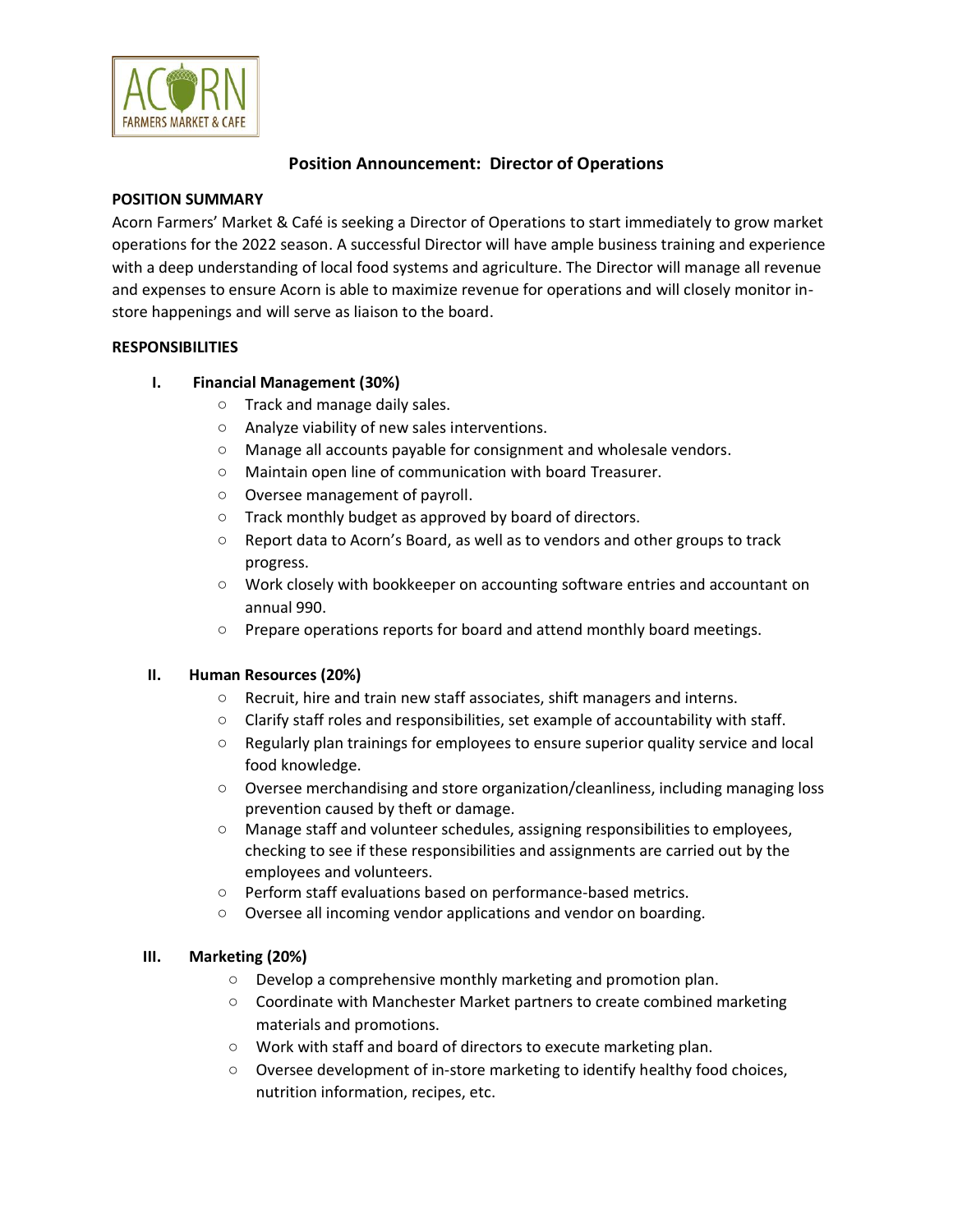# Position Announcement: Director of Operations

## POSITION SUMMARY

Acorn Farmers' Market & Café is seeking a Director of Operations to start immediately to grow market operations for the 2022 season. A successful Director will have ample business training and experience with a deep understanding of local food systems and agriculture. The Director will manage all revenue and expenses to ensure Acorn is able to maximize revenue for operations and will closely monitor in-store happenings and will serve as liaison to the board.

## RESPONSIBILITIES

### I. Financial Management (30%)

- Track and manage daily sales.
- Analyze viability of new sales interventions.
- Manage all accounts payable for consignment and wholesale vendors.
- Maintain open line of communication with board Treasurer.
- Oversee management of payroll.
- Track monthly budget as approved by board of directors.
- Report data to Acorn's Board, as well as to vendors and other groups to track progress.
- Work closely with bookkeeper on accounting software entries and accountant on annual 990.
- Prepare operations reports for board and attend monthly board meetings.

### II. Human Resources (20%)

- Recruit, hire and train new staff associates, shift managers and interns.
- Clarify staff roles and responsibilities, set example of accountability with staff.
- Regularly plan trainings for employees to ensure superior quality service and local food knowledge.
- Oversee merchandising and store organization/cleanliness, including managing loss prevention caused by theft or damage.
- Manage staff and volunteer schedules, assigning responsibilities to employees, checking to see if these responsibilities and assignments are carried out by the employees and volunteers.
- Perform staff evaluations based on performance-based metrics.
- Oversee all incoming vendor applications and vendor on boarding.

### III. Marketing (20%)

- Develop a comprehensive monthly marketing and promotion plan.
- Coordinate with Manchester Market partners to create combined marketing materials and promotions.
- Work with staff and board of directors to execute marketing plan.
- Oversee development of in-store marketing to identify healthy food choices, nutrition information, recipes, etc.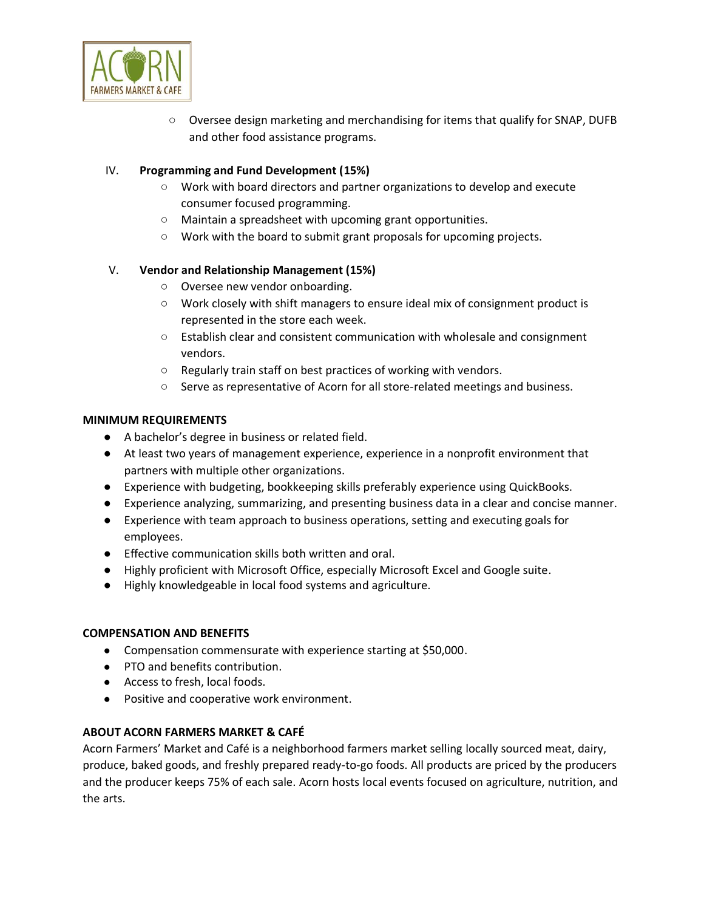- Oversee design marketing and merchandising for items that qualify for SNAP, DUFB and other food assistance programs.

IV. **Programming and Fund Development (15%)**
   - Work with board directors and partner organizations to develop and execute consumer focused programming.
   - Maintain a spreadsheet with upcoming grant opportunities.
   - Work with the board to submit grant proposals for upcoming projects.

V. **Vendor and Relationship Management (15%)**
   - Oversee new vendor onboarding.
   - Work closely with shift managers to ensure ideal mix of consignment product is represented in the store each week.
   - Establish clear and consistent communication with wholesale and consignment vendors.
   - Regularly train staff on best practices of working with vendors.
   - Serve as representative of Acorn for all store-related meetings and business.

**MINIMUM REQUIREMENTS**

- A bachelor's degree in business or related field.
- At least two years of management experience, experience in a nonprofit environment that partners with multiple other organizations.
- Experience with budgeting, bookkeeping skills preferably experience using QuickBooks.
- Experience analyzing, summarizing, and presenting business data in a clear and concise manner.
- Experience with team approach to business operations, setting and executing goals for employees.
- Effective communication skills both written and oral.
- Highly proficient with Microsoft Office, especially Microsoft Excel and Google suite.
- Highly knowledgeable in local food systems and agriculture.

**COMPENSATION AND BENEFITS**

- Compensation commensurate with experience starting at $50,000.
- PTO and benefits contribution.
- Access to fresh, local foods.
- Positive and cooperative work environment.

**ABOUT ACORN FARMERS MARKET & CAFÉ**

Acorn Farmers' Market and Café is a neighborhood farmers market selling locally sourced meat, dairy, produce, baked goods, and freshly prepared ready-to-go foods. All products are priced by the producers and the producer keeps 75% of each sale. Acorn hosts local events focused on agriculture, nutrition, and the arts.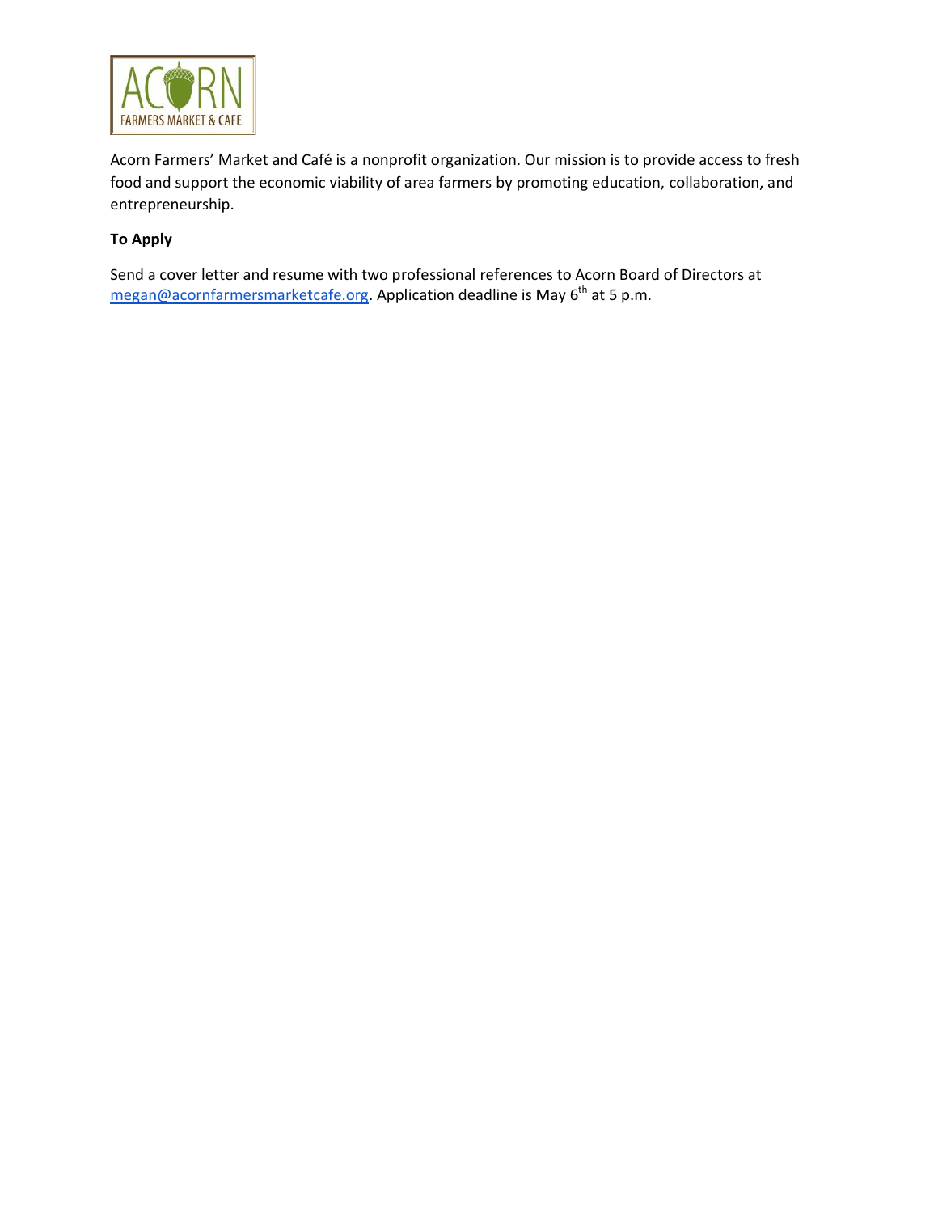Acorn Farmers' Market and Café is a nonprofit organization. Our mission is to provide access to fresh food and support the economic viability of area farmers by promoting education, collaboration, and entrepreneurship.

**To Apply**

Send a cover letter and resume with two professional references to Acorn Board of Directors at megan@acornfarmersmarketcafe.org. Application deadline is May 6th at 5 p.m.